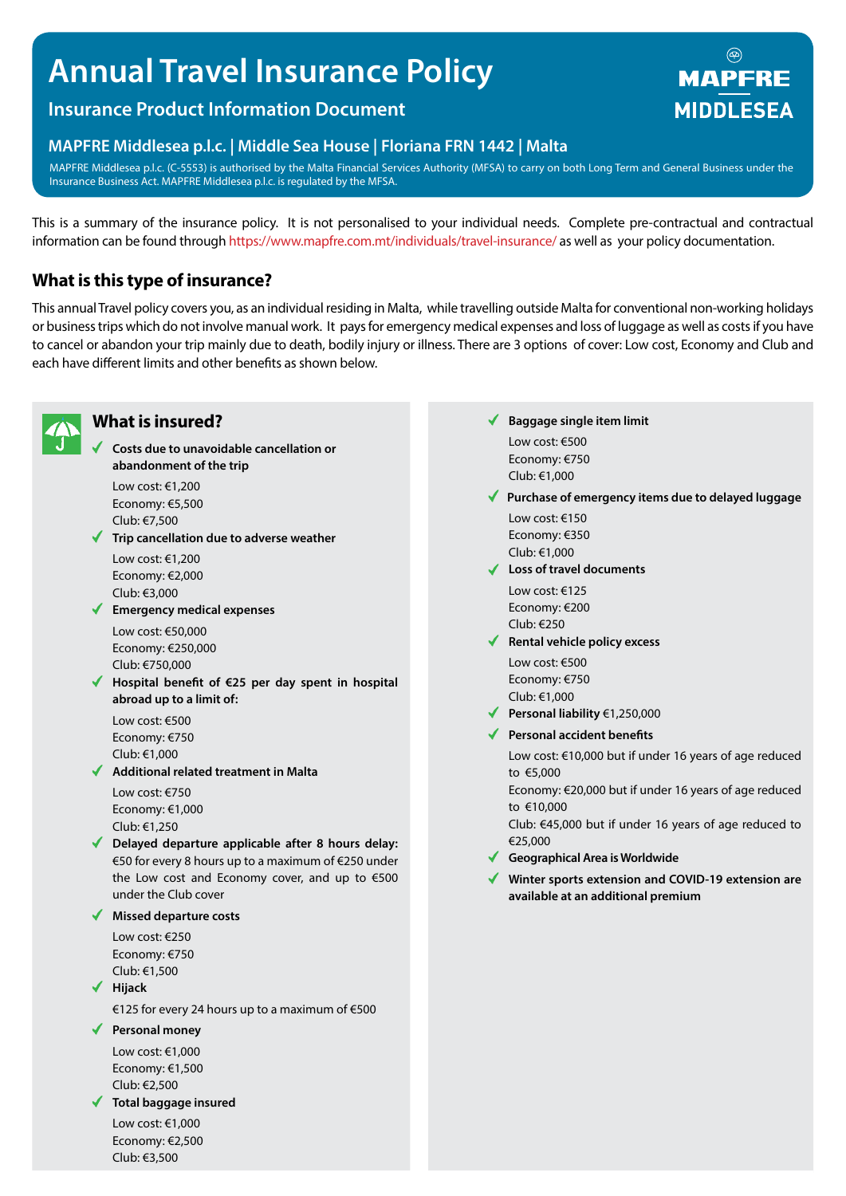# Annual Travel Insurance Policy

## Insurance Product Information Document

**MAPFRE Middlesea p.l.c. | Middle Sea House | Floriana FRN 1442 | Malta**

MAPFRE Middlesea p.l.c. (C-5553) is authorised by the Malta Financial Services Authority (MFSA) to carry on both Long Term and General Business under the Insurance Business Act. MAPFRE Middlesea p.l.c. is regulated by the MFSA.

This is a summary of the insurance policy. It is not personalised to your individual needs. Complete pre-contractual and contractual information can be found through https://www.mapfre.com.mt/individuals/travel-insurance/ as well as your policy documentation.

## What is this type of insurance?

This annual Travel policy covers you, as an individual residing in Malta, while travelling outside Malta for conventional non-working holidays or business trips which do not involve manual work. It pays for emergency medical expenses and loss of luggage as well as costs if you have to cancel or abandon your trip mainly due to death, bodily injury or illness. There are 3 options of cover: Low cost, Economy and Club and each have different limits and other benefits as shown below.

## What is insured?

- **Costs due to unavoidable cancellation or abandonment of the trip**
  Low cost: €1,200
  Economy: €5,500
  Club: €7,500
- **Trip cancellation due to adverse weather**
  Low cost: €1,200
  Economy: €2,000
  Club: €3,000
- **Emergency medical expenses**
  Low cost: €50,000
  Economy: €250,000
  Club: €750,000
- **Hospital benefit of €25 per day spent in hospital abroad up to a limit of:**
  Low cost: €500
  Economy: €750
  Club: €1,000
- **Additional related treatment in Malta**
  Low cost: €750
  Economy: €1,000
  Club: €1,250
- **Delayed departure applicable after 8 hours delay:** €50 for every 8 hours up to a maximum of €250 under the Low cost and Economy cover, and up to €500 under the Club cover
- **Missed departure costs**
  Low cost: €250
  Economy: €750
  Club: €1,500
- **Hijack**
  €125 for every 24 hours up to a maximum of €500
- **Personal money**
  Low cost: €1,000
  Economy: €1,500
  Club: €2,500
- **Total baggage insured**
  Low cost: €1,000
  Economy: €2,500
  Club: €3,500
- **Baggage single item limit**
  Low cost: €500
  Economy: €750
  Club: €1,000
- **Purchase of emergency items due to delayed luggage**
  Low cost: €150
  Economy: €350
  Club: €1,000
- **Loss of travel documents**
  Low cost: €125
  Economy: €200
  Club: €250
- **Rental vehicle policy excess**
  Low cost: €500
  Economy: €750
  Club: €1,000
- **Personal liability** €1,250,000
- **Personal accident benefits**
  Low cost: €10,000 but if under 16 years of age reduced to €5,000
  Economy: €20,000 but if under 16 years of age reduced to €10,000
  Club: €45,000 but if under 16 years of age reduced to €25,000
- **Geographical Area is Worldwide**
- **Winter sports extension and COVID-19 extension are available at an additional premium**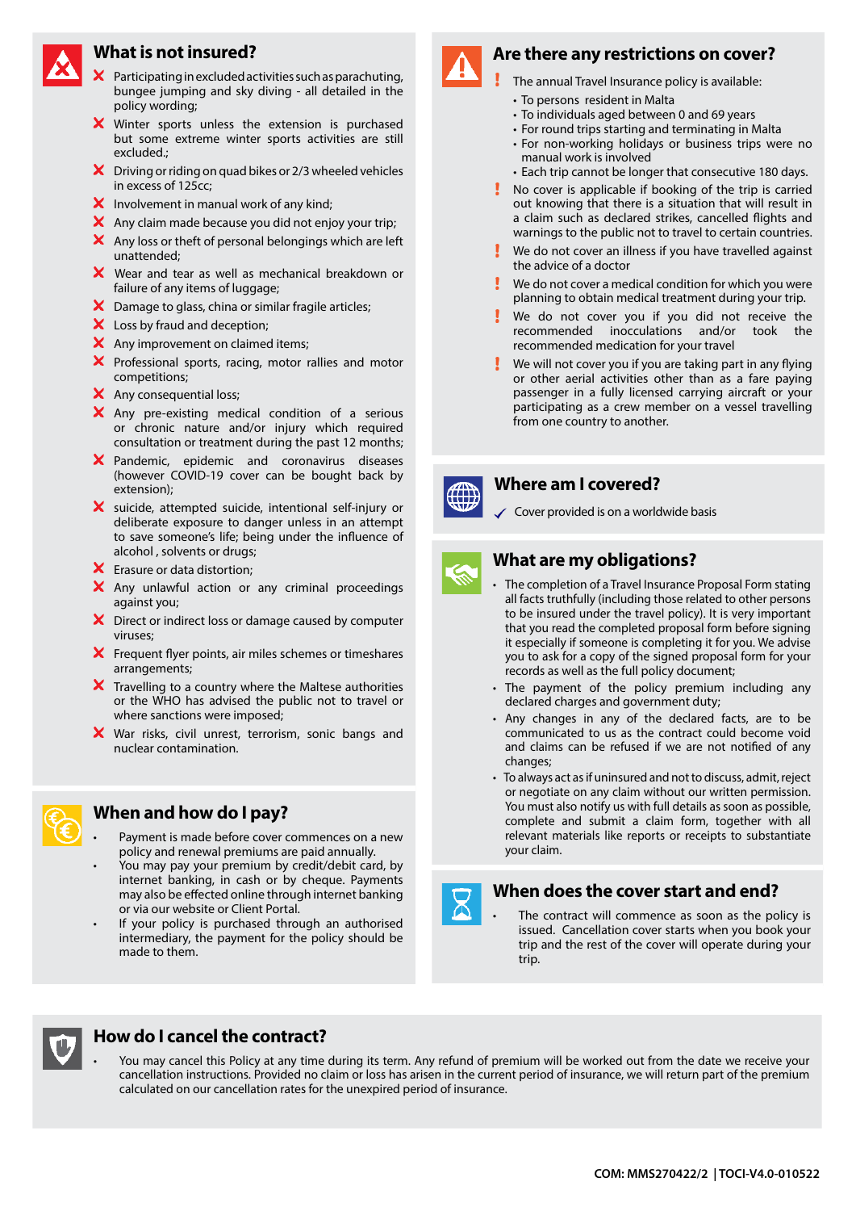## What is not insured?

- ✗ Participating in excluded activities such as parachuting, bungee jumping and sky diving - all detailed in the policy wording;
- ✗ Winter sports unless the extension is purchased but some extreme winter sports activities are still excluded.;
- ✗ Driving or riding on quad bikes or 2/3 wheeled vehicles in excess of 125cc;
- ✗ Involvement in manual work of any kind;
- ✗ Any claim made because you did not enjoy your trip;
- ✗ Any loss or theft of personal belongings which are left unattended;
- ✗ Wear and tear as well as mechanical breakdown or failure of any items of luggage;
- ✗ Damage to glass, china or similar fragile articles;
- ✗ Loss by fraud and deception;
- ✗ Any improvement on claimed items;
- ✗ Professional sports, racing, motor rallies and motor competitions;
- ✗ Any consequential loss;
- ✗ Any pre-existing medical condition of a serious or chronic nature and/or injury which required consultation or treatment during the past 12 months;
- ✗ Pandemic, epidemic and coronavirus diseases (however COVID-19 cover can be bought back by extension);
- ✗ suicide, attempted suicide, intentional self-injury or deliberate exposure to danger unless in an attempt to save someone's life; being under the influence of alcohol , solvents or drugs;
- ✗ Erasure or data distortion;
- ✗ Any unlawful action or any criminal proceedings against you;
- ✗ Direct or indirect loss or damage caused by computer viruses;
- ✗ Frequent flyer points, air miles schemes or timeshares arrangements;
- ✗ Travelling to a country where the Maltese authorities or the WHO has advised the public not to travel or where sanctions were imposed;
- ✗ War risks, civil unrest, terrorism, sonic bangs and nuclear contamination.

## Are there any restrictions on cover?

- ! The annual Travel Insurance policy is available:
  - To persons resident in Malta
  - To individuals aged between 0 and 69 years
  - For round trips starting and terminating in Malta
  - For non-working holidays or business trips were no manual work is involved
  - Each trip cannot be longer that consecutive 180 days.
- ! No cover is applicable if booking of the trip is carried out knowing that there is a situation that will result in a claim such as declared strikes, cancelled flights and warnings to the public not to travel to certain countries.
- ! We do not cover an illness if you have travelled against the advice of a doctor
- ! We do not cover a medical condition for which you were planning to obtain medical treatment during your trip.
- ! We do not cover you if you did not receive the recommended inocculations and/or took the recommended medication for your travel
- ! We will not cover you if you are taking part in any flying or other aerial activities other than as a fare paying passenger in a fully licensed carrying aircraft or your participating as a crew member on a vessel travelling from one country to another.

## Where am I covered?

- ✓ Cover provided is on a worldwide basis

## What are my obligations?

- The completion of a Travel Insurance Proposal Form stating all facts truthfully (including those related to other persons to be insured under the travel policy). It is very important that you read the completed proposal form before signing it especially if someone is completing it for you. We advise you to ask for a copy of the signed proposal form for your records as well as the full policy document;
- The payment of the policy premium including any declared charges and government duty;
- Any changes in any of the declared facts, are to be communicated to us as the contract could become void and claims can be refused if we are not notified of any changes;
- To always act as if uninsured and not to discuss, admit, reject or negotiate on any claim without our written permission. You must also notify us with full details as soon as possible, complete and submit a claim form, together with all relevant materials like reports or receipts to substantiate your claim.

## When and how do I pay?

- Payment is made before cover commences on a new policy and renewal premiums are paid annually.
- You may pay your premium by credit/debit card, by internet banking, in cash or by cheque. Payments may also be effected online through internet banking or via our website or Client Portal.
- If your policy is purchased through an authorised intermediary, the payment for the policy should be made to them.

## When does the cover start and end?

- The contract will commence as soon as the policy is issued. Cancellation cover starts when you book your trip and the rest of the cover will operate during your trip.

## How do I cancel the contract?

- You may cancel this Policy at any time during its term. Any refund of premium will be worked out from the date we receive your cancellation instructions. Provided no claim or loss has arisen in the current period of insurance, we will return part of the premium calculated on our cancellation rates for the unexpired period of insurance.

COM: MMS270422/2 | TOCI-V4.0-010522